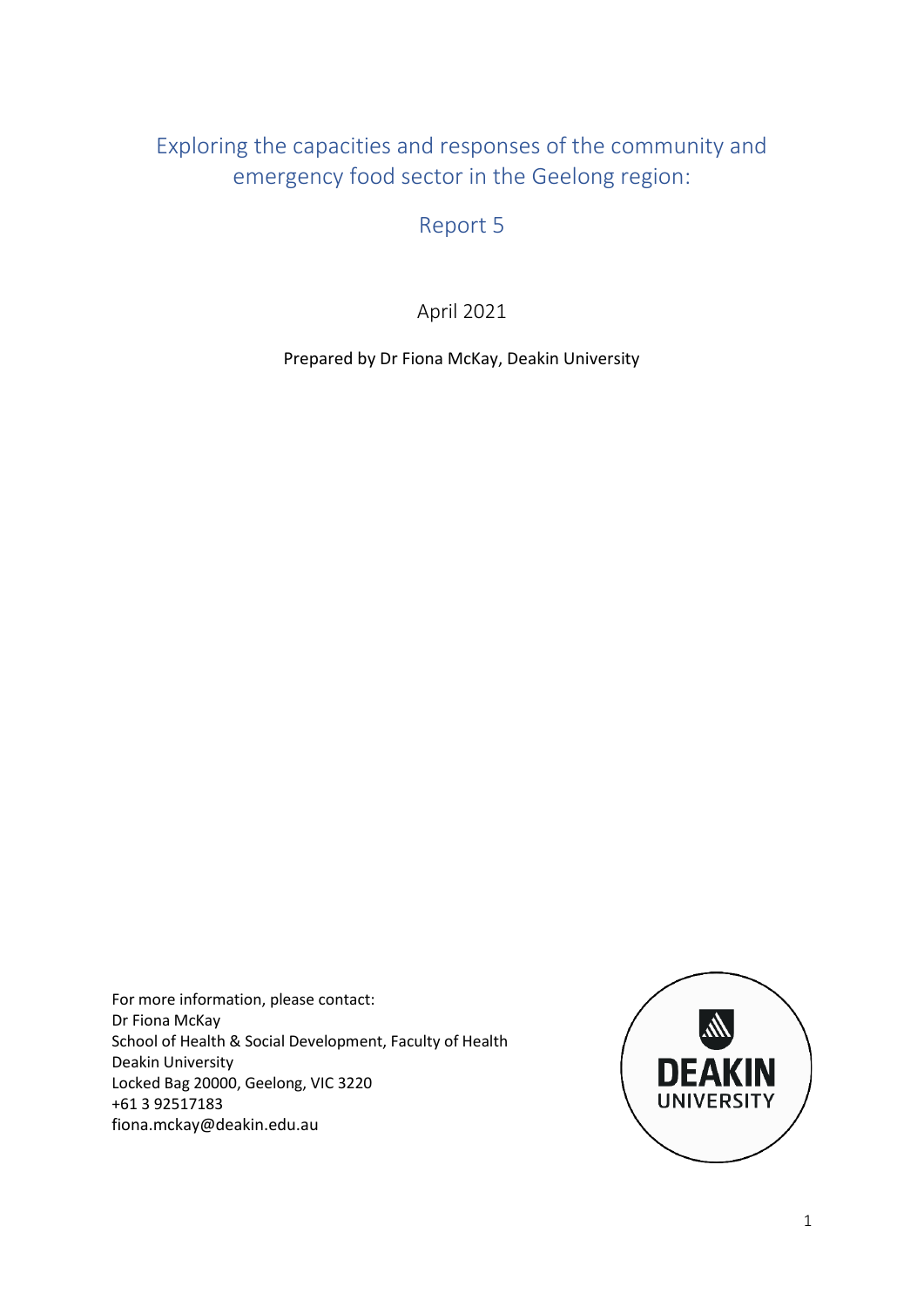# Exploring the capacities and responses of the community and emergency food sector in the Geelong region:

## Report 5

April 2021

Prepared by Dr Fiona McKay, Deakin University

For more information, please contact:
Dr Fiona McKay
School of Health & Social Development, Faculty of Health
Deakin University
Locked Bag 20000, Geelong, VIC 3220
+61 3 92517183
fiona.mckay@deakin.edu.au

DEAKIN UNIVERSITY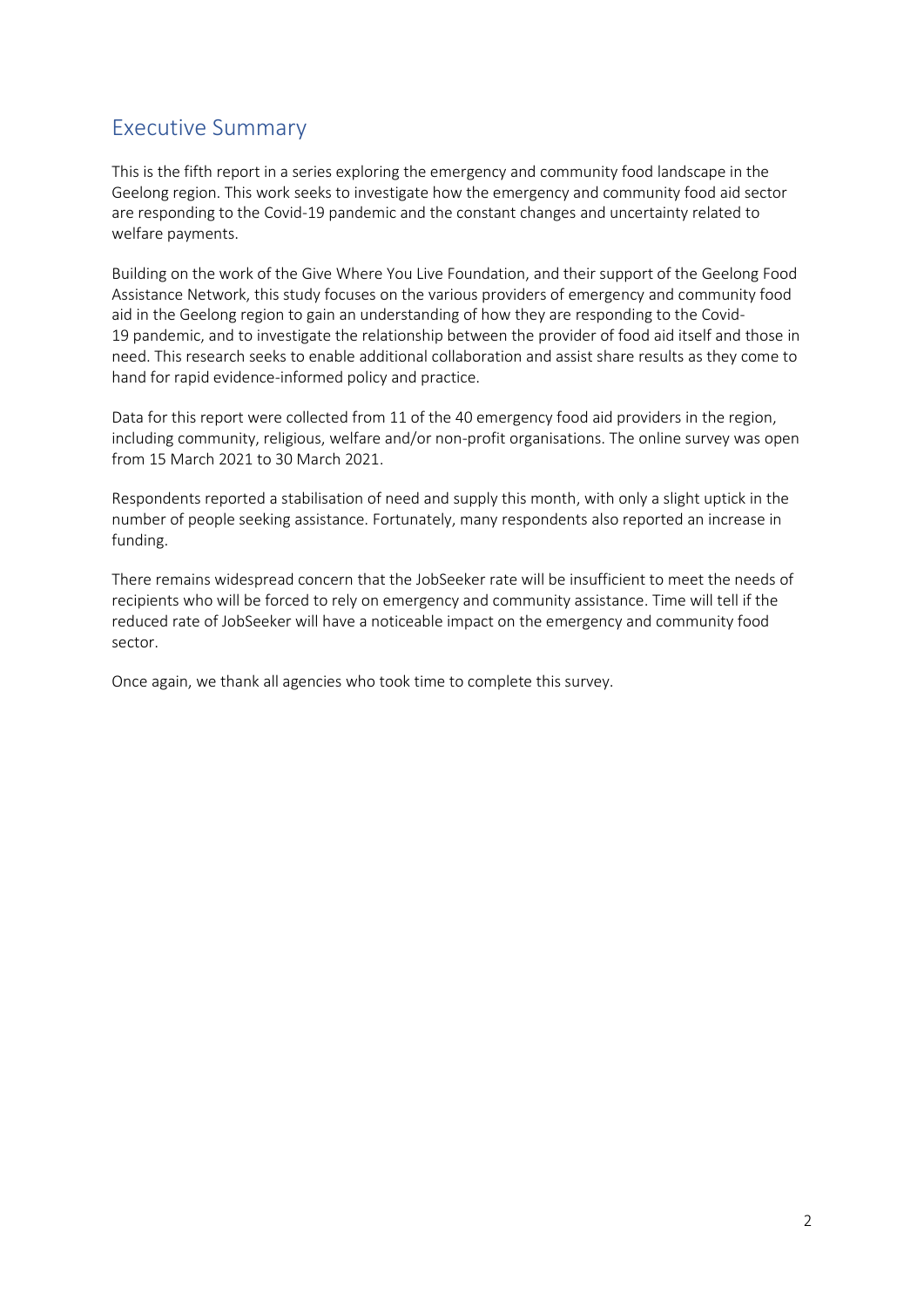## Executive Summary

This is the fifth report in a series exploring the emergency and community food landscape in the Geelong region. This work seeks to investigate how the emergency and community food aid sector are responding to the Covid-19 pandemic and the constant changes and uncertainty related to welfare payments.

Building on the work of the Give Where You Live Foundation, and their support of the Geelong Food Assistance Network, this study focuses on the various providers of emergency and community food aid in the Geelong region to gain an understanding of how they are responding to the Covid-19 pandemic, and to investigate the relationship between the provider of food aid itself and those in need. This research seeks to enable additional collaboration and assist share results as they come to hand for rapid evidence-informed policy and practice.

Data for this report were collected from 11 of the 40 emergency food aid providers in the region, including community, religious, welfare and/or non-profit organisations. The online survey was open from 15 March 2021 to 30 March 2021.

Respondents reported a stabilisation of need and supply this month, with only a slight uptick in the number of people seeking assistance. Fortunately, many respondents also reported an increase in funding.

There remains widespread concern that the JobSeeker rate will be insufficient to meet the needs of recipients who will be forced to rely on emergency and community assistance. Time will tell if the reduced rate of JobSeeker will have a noticeable impact on the emergency and community food sector.

Once again, we thank all agencies who took time to complete this survey.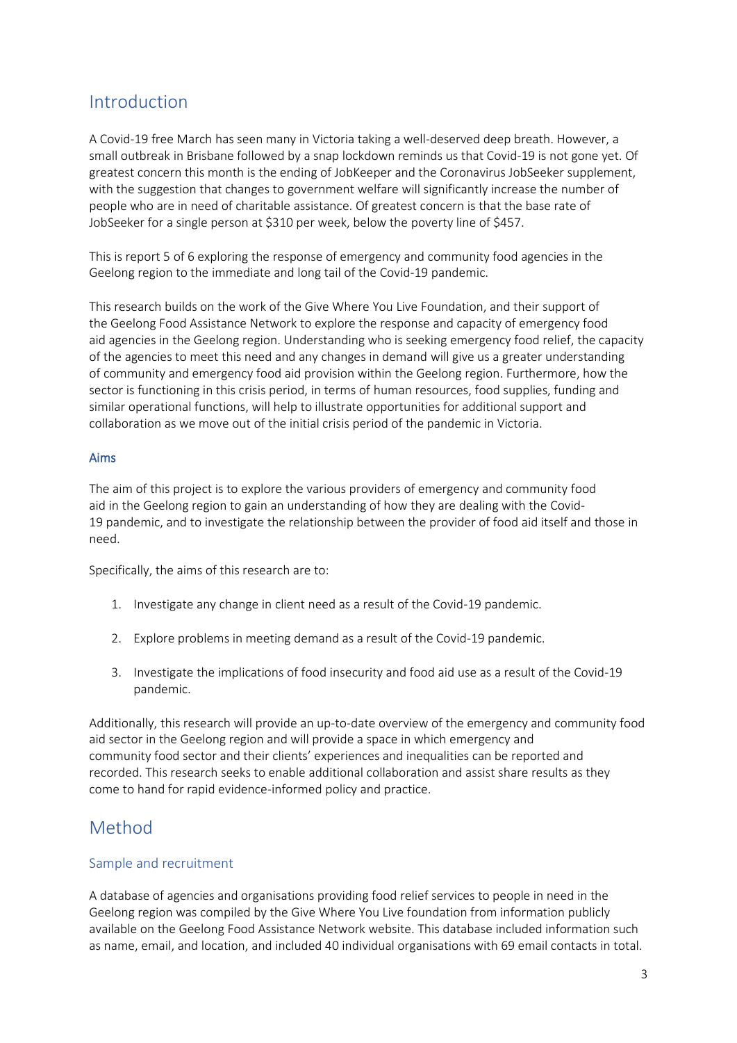# Introduction

A Covid-19 free March has seen many in Victoria taking a well-deserved deep breath. However, a small outbreak in Brisbane followed by a snap lockdown reminds us that Covid-19 is not gone yet. Of greatest concern this month is the ending of JobKeeper and the Coronavirus JobSeeker supplement, with the suggestion that changes to government welfare will significantly increase the number of people who are in need of charitable assistance. Of greatest concern is that the base rate of JobSeeker for a single person at $310 per week, below the poverty line of $457.

This is report 5 of 6 exploring the response of emergency and community food agencies in the Geelong region to the immediate and long tail of the Covid-19 pandemic.

This research builds on the work of the Give Where You Live Foundation, and their support of the Geelong Food Assistance Network to explore the response and capacity of emergency food aid agencies in the Geelong region. Understanding who is seeking emergency food relief, the capacity of the agencies to meet this need and any changes in demand will give us a greater understanding of community and emergency food aid provision within the Geelong region. Furthermore, how the sector is functioning in this crisis period, in terms of human resources, food supplies, funding and similar operational functions, will help to illustrate opportunities for additional support and collaboration as we move out of the initial crisis period of the pandemic in Victoria.

### Aims

The aim of this project is to explore the various providers of emergency and community food aid in the Geelong region to gain an understanding of how they are dealing with the Covid-19 pandemic, and to investigate the relationship between the provider of food aid itself and those in need.

Specifically, the aims of this research are to:

1. Investigate any change in client need as a result of the Covid-19 pandemic.
2. Explore problems in meeting demand as a result of the Covid-19 pandemic.
3. Investigate the implications of food insecurity and food aid use as a result of the Covid-19 pandemic.

Additionally, this research will provide an up-to-date overview of the emergency and community food aid sector in the Geelong region and will provide a space in which emergency and community food sector and their clients' experiences and inequalities can be reported and recorded. This research seeks to enable additional collaboration and assist share results as they come to hand for rapid evidence-informed policy and practice.

# Method

## Sample and recruitment

A database of agencies and organisations providing food relief services to people in need in the Geelong region was compiled by the Give Where You Live foundation from information publicly available on the Geelong Food Assistance Network website. This database included information such as name, email, and location, and included 40 individual organisations with 69 email contacts in total.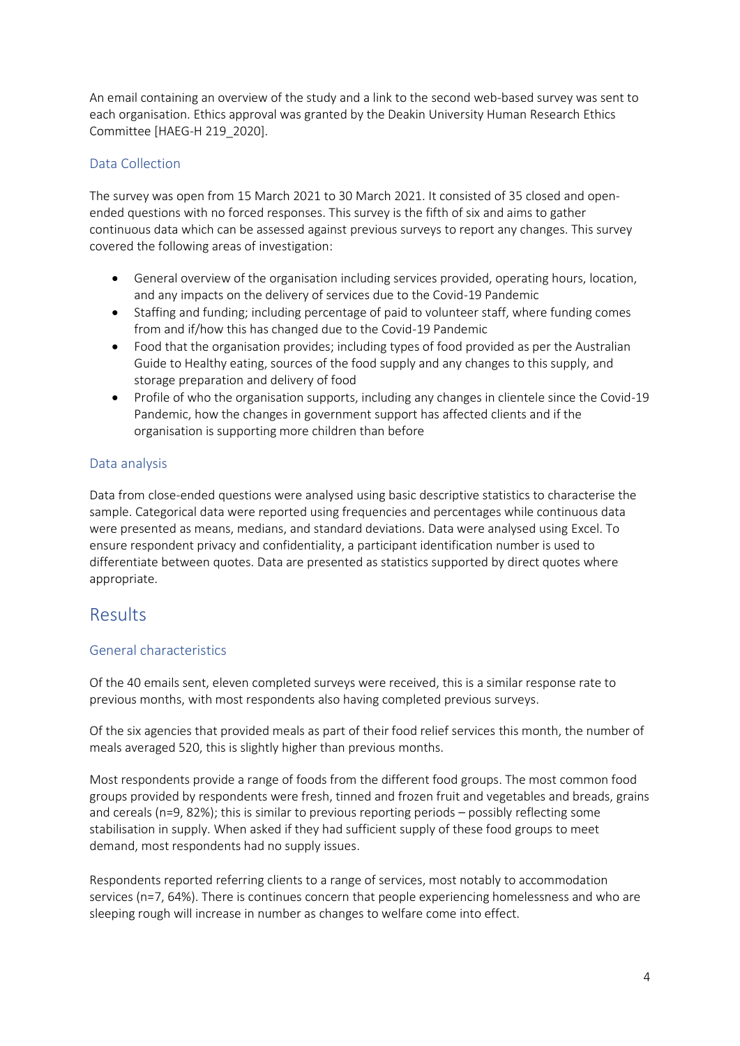An email containing an overview of the study and a link to the second web-based survey was sent to each organisation. Ethics approval was granted by the Deakin University Human Research Ethics Committee [HAEG-H 219_2020].

### Data Collection

The survey was open from 15 March 2021 to 30 March 2021. It consisted of 35 closed and open-ended questions with no forced responses. This survey is the fifth of six and aims to gather continuous data which can be assessed against previous surveys to report any changes. This survey covered the following areas of investigation:

- General overview of the organisation including services provided, operating hours, location, and any impacts on the delivery of services due to the Covid-19 Pandemic
- Staffing and funding; including percentage of paid to volunteer staff, where funding comes from and if/how this has changed due to the Covid-19 Pandemic
- Food that the organisation provides; including types of food provided as per the Australian Guide to Healthy eating, sources of the food supply and any changes to this supply, and storage preparation and delivery of food
- Profile of who the organisation supports, including any changes in clientele since the Covid-19 Pandemic, how the changes in government support has affected clients and if the organisation is supporting more children than before

### Data analysis

Data from close-ended questions were analysed using basic descriptive statistics to characterise the sample. Categorical data were reported using frequencies and percentages while continuous data were presented as means, medians, and standard deviations. Data were analysed using Excel. To ensure respondent privacy and confidentiality, a participant identification number is used to differentiate between quotes. Data are presented as statistics supported by direct quotes where appropriate.

## Results

### General characteristics

Of the 40 emails sent, eleven completed surveys were received, this is a similar response rate to previous months, with most respondents also having completed previous surveys.

Of the six agencies that provided meals as part of their food relief services this month, the number of meals averaged 520, this is slightly higher than previous months.

Most respondents provide a range of foods from the different food groups. The most common food groups provided by respondents were fresh, tinned and frozen fruit and vegetables and breads, grains and cereals (n=9, 82%); this is similar to previous reporting periods – possibly reflecting some stabilisation in supply. When asked if they had sufficient supply of these food groups to meet demand, most respondents had no supply issues.

Respondents reported referring clients to a range of services, most notably to accommodation services (n=7, 64%). There is continues concern that people experiencing homelessness and who are sleeping rough will increase in number as changes to welfare come into effect.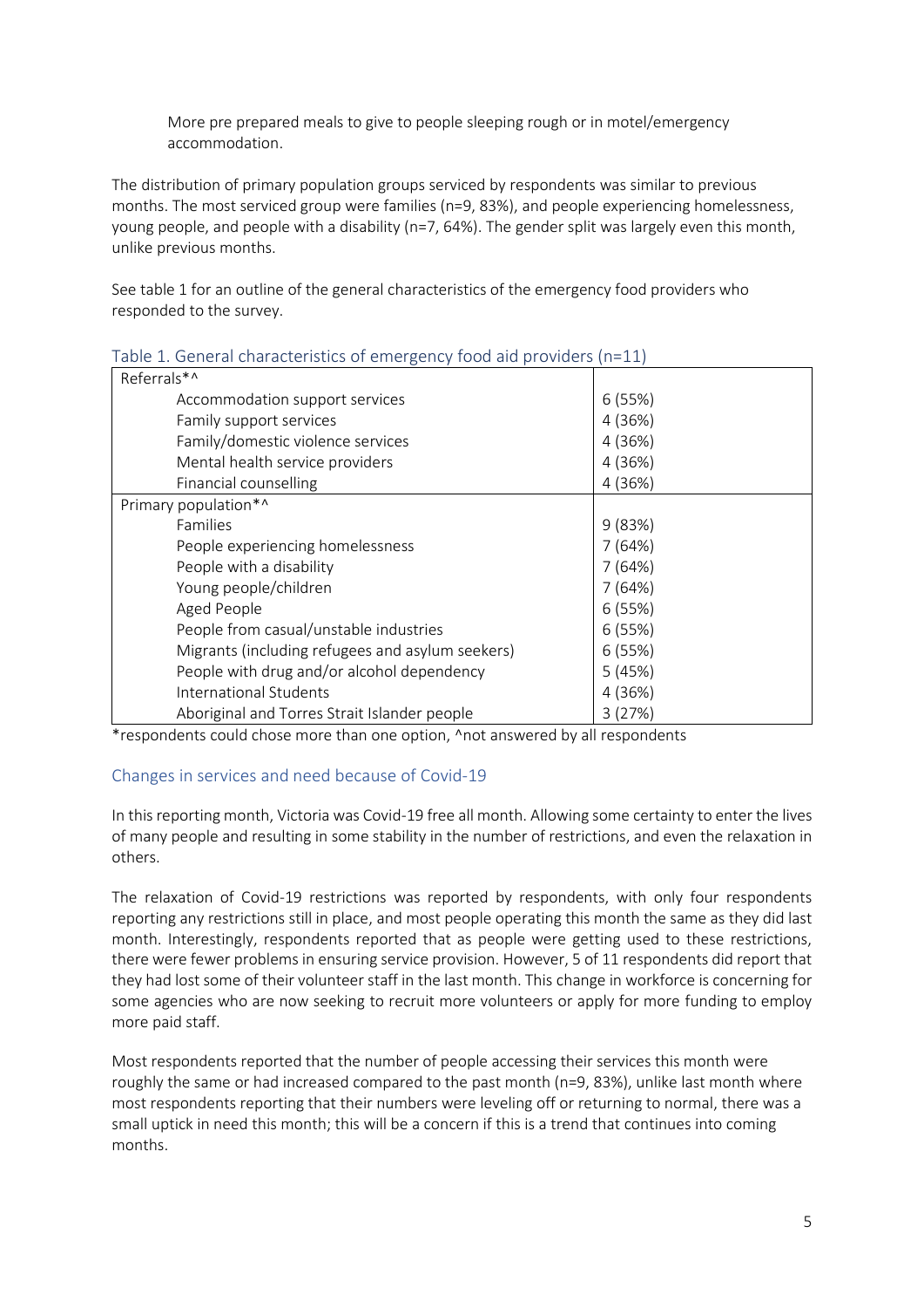More pre prepared meals to give to people sleeping rough or in motel/emergency accommodation.

The distribution of primary population groups serviced by respondents was similar to previous months. The most serviced group were families (n=9, 83%), and people experiencing homelessness, young people, and people with a disability (n=7, 64%). The gender split was largely even this month, unlike previous months.

See table 1 for an outline of the general characteristics of the emergency food providers who responded to the survey.

### Table 1. General characteristics of emergency food aid providers (n=11)

| | |
|---|---|
| Referrals*^ | |
| Accommodation support services | 6 (55%) |
| Family support services | 4 (36%) |
| Family/domestic violence services | 4 (36%) |
| Mental health service providers | 4 (36%) |
| Financial counselling | 4 (36%) |
| Primary population*^ | |
| Families | 9 (83%) |
| People experiencing homelessness | 7 (64%) |
| People with a disability | 7 (64%) |
| Young people/children | 7 (64%) |
| Aged People | 6 (55%) |
| People from casual/unstable industries | 6 (55%) |
| Migrants (including refugees and asylum seekers) | 6 (55%) |
| People with drug and/or alcohol dependency | 5 (45%) |
| International Students | 4 (36%) |
| Aboriginal and Torres Strait Islander people | 3 (27%) |

*respondents could chose more than one option, ^not answered by all respondents

## Changes in services and need because of Covid-19

In this reporting month, Victoria was Covid-19 free all month. Allowing some certainty to enter the lives of many people and resulting in some stability in the number of restrictions, and even the relaxation in others.

The relaxation of Covid-19 restrictions was reported by respondents, with only four respondents reporting any restrictions still in place, and most people operating this month the same as they did last month. Interestingly, respondents reported that as people were getting used to these restrictions, there were fewer problems in ensuring service provision. However, 5 of 11 respondents did report that they had lost some of their volunteer staff in the last month. This change in workforce is concerning for some agencies who are now seeking to recruit more volunteers or apply for more funding to employ more paid staff.

Most respondents reported that the number of people accessing their services this month were roughly the same or had increased compared to the past month (n=9, 83%), unlike last month where most respondents reporting that their numbers were leveling off or returning to normal, there was a small uptick in need this month; this will be a concern if this is a trend that continues into coming months.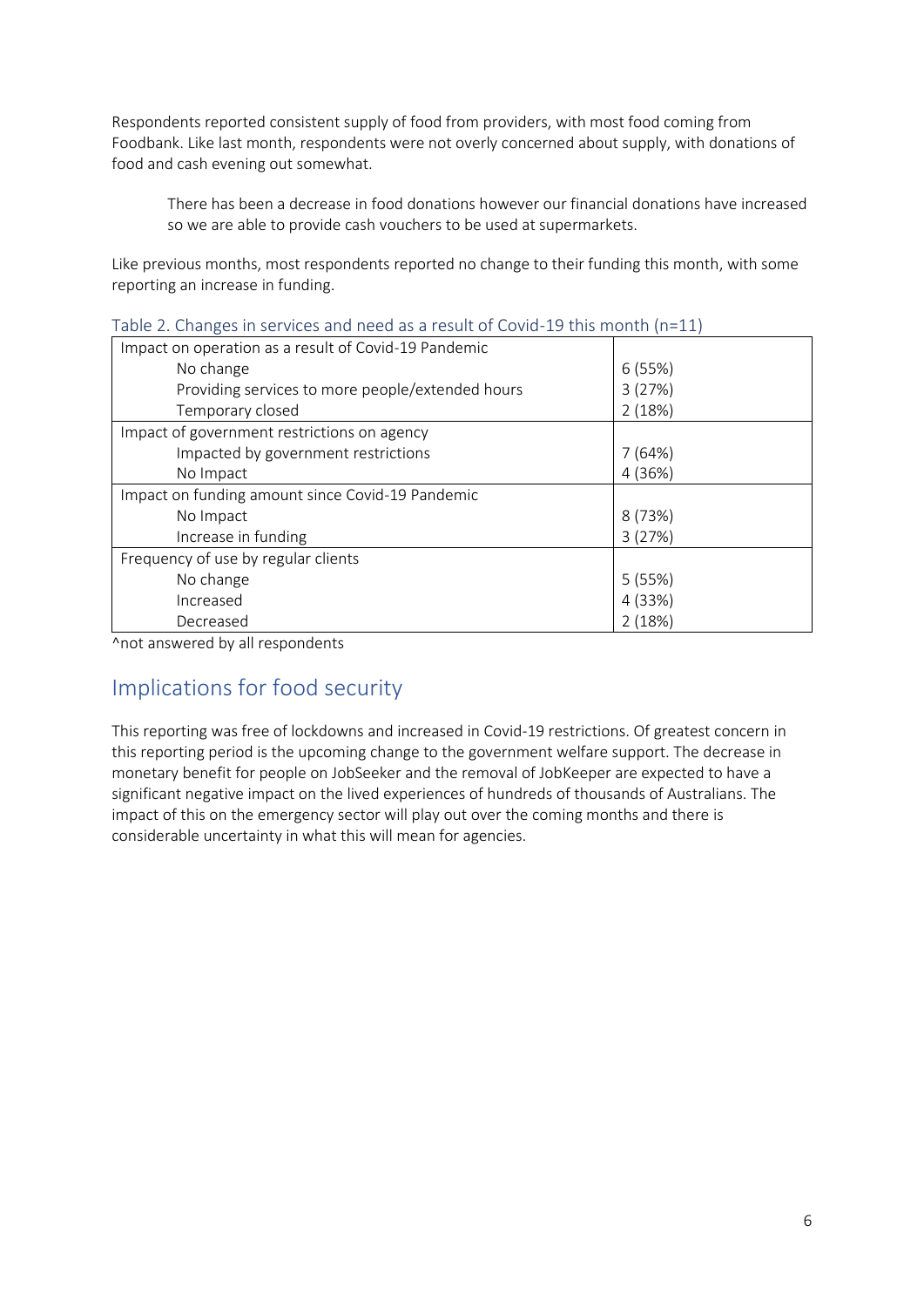Respondents reported consistent supply of food from providers, with most food coming from Foodbank. Like last month, respondents were not overly concerned about supply, with donations of food and cash evening out somewhat.

> There has been a decrease in food donations however our financial donations have increased so we are able to provide cash vouchers to be used at supermarkets.

Like previous months, most respondents reported no change to their funding this month, with some reporting an increase in funding.

Table 2. Changes in services and need as a result of Covid-19 this month (n=11)

| | |
|---|---|
| Impact on operation as a result of Covid-19 Pandemic | |
| No change | 6 (55%) |
| Providing services to more people/extended hours | 3 (27%) |
| Temporary closed | 2 (18%) |
| Impact of government restrictions on agency | |
| Impacted by government restrictions | 7 (64%) |
| No Impact | 4 (36%) |
| Impact on funding amount since Covid-19 Pandemic | |
| No Impact | 8 (73%) |
| Increase in funding | 3 (27%) |
| Frequency of use by regular clients | |
| No change | 5 (55%) |
| Increased | 4 (33%) |
| Decreased | 2 (18%) |

^not answered by all respondents

## Implications for food security

This reporting was free of lockdowns and increased in Covid-19 restrictions. Of greatest concern in this reporting period is the upcoming change to the government welfare support. The decrease in monetary benefit for people on JobSeeker and the removal of JobKeeper are expected to have a significant negative impact on the lived experiences of hundreds of thousands of Australians. The impact of this on the emergency sector will play out over the coming months and there is considerable uncertainty in what this will mean for agencies.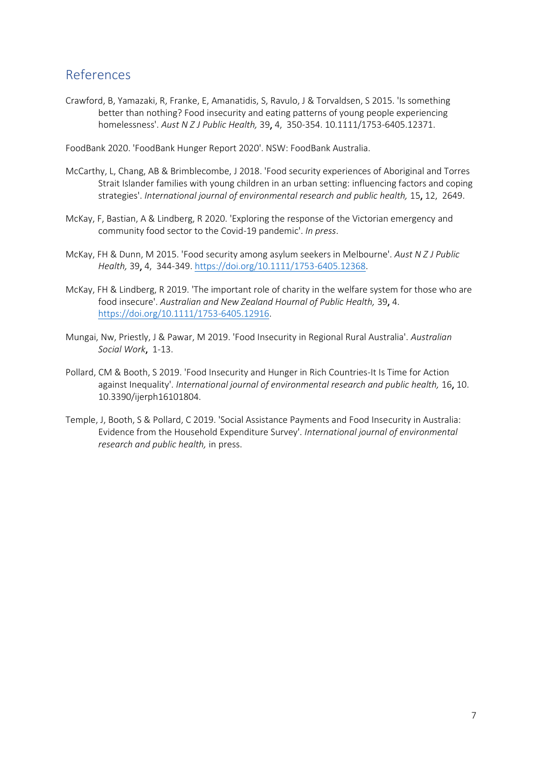## References

Crawford, B, Yamazaki, R, Franke, E, Amanatidis, S, Ravulo, J & Torvaldsen, S 2015. 'Is something better than nothing? Food insecurity and eating patterns of young people experiencing homelessness'. *Aust N Z J Public Health,* 39, 4, 350-354. 10.1111/1753-6405.12371.

FoodBank 2020. 'FoodBank Hunger Report 2020'. NSW: FoodBank Australia.

McCarthy, L, Chang, AB & Brimblecombe, J 2018. 'Food security experiences of Aboriginal and Torres Strait Islander families with young children in an urban setting: influencing factors and coping strategies'. *International journal of environmental research and public health,* 15, 12, 2649.

McKay, F, Bastian, A & Lindberg, R 2020. 'Exploring the response of the Victorian emergency and community food sector to the Covid-19 pandemic'. *In press*.

McKay, FH & Dunn, M 2015. 'Food security among asylum seekers in Melbourne'. *Aust N Z J Public Health,* 39, 4, 344-349. https://doi.org/10.1111/1753-6405.12368.

McKay, FH & Lindberg, R 2019. 'The important role of charity in the welfare system for those who are food insecure'. *Australian and New Zealand Hournal of Public Health,* 39, 4. https://doi.org/10.1111/1753-6405.12916.

Mungai, Nw, Priestly, J & Pawar, M 2019. 'Food Insecurity in Regional Rural Australia'. *Australian Social Work*, 1-13.

Pollard, CM & Booth, S 2019. 'Food Insecurity and Hunger in Rich Countries-It Is Time for Action against Inequality'. *International journal of environmental research and public health,* 16, 10. 10.3390/ijerph16101804.

Temple, J, Booth, S & Pollard, C 2019. 'Social Assistance Payments and Food Insecurity in Australia: Evidence from the Household Expenditure Survey'. *International journal of environmental research and public health,* in press.